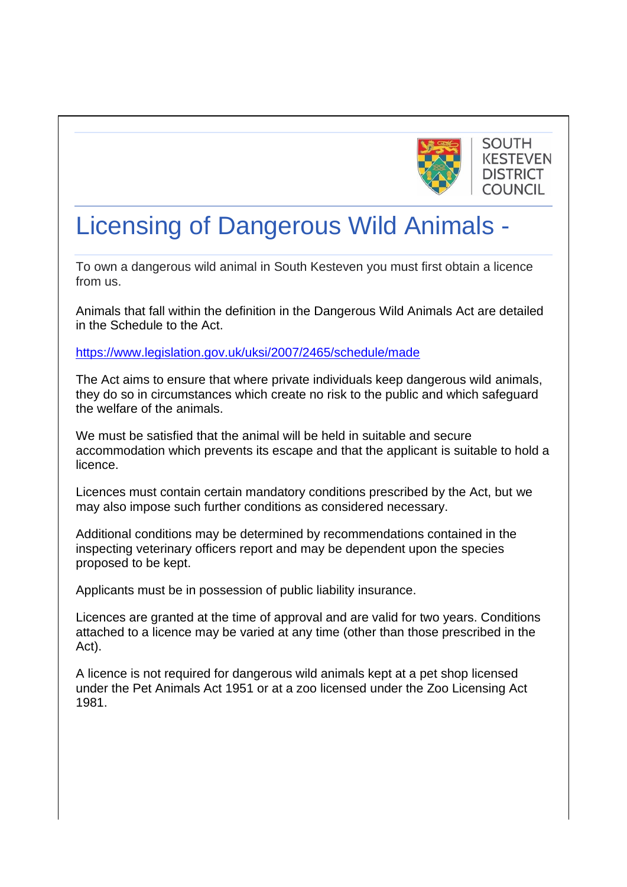SOUTH KESTEVEN DISTRICT COUNCIL

# Licensing of Dangerous Wild Animals -

To own a dangerous wild animal in South Kesteven you must first obtain a licence from us.

Animals that fall within the definition in the Dangerous Wild Animals Act are detailed in the Schedule to the Act.

https://www.legislation.gov.uk/uksi/2007/2465/schedule/made

The Act aims to ensure that where private individuals keep dangerous wild animals, they do so in circumstances which create no risk to the public and which safeguard the welfare of the animals.

We must be satisfied that the animal will be held in suitable and secure accommodation which prevents its escape and that the applicant is suitable to hold a licence.

Licences must contain certain mandatory conditions prescribed by the Act, but we may also impose such further conditions as considered necessary.

Additional conditions may be determined by recommendations contained in the inspecting veterinary officers report and may be dependent upon the species proposed to be kept.

Applicants must be in possession of public liability insurance.

Licences are granted at the time of approval and are valid for two years. Conditions attached to a licence may be varied at any time (other than those prescribed in the Act).

A licence is not required for dangerous wild animals kept at a pet shop licensed under the Pet Animals Act 1951 or at a zoo licensed under the Zoo Licensing Act 1981.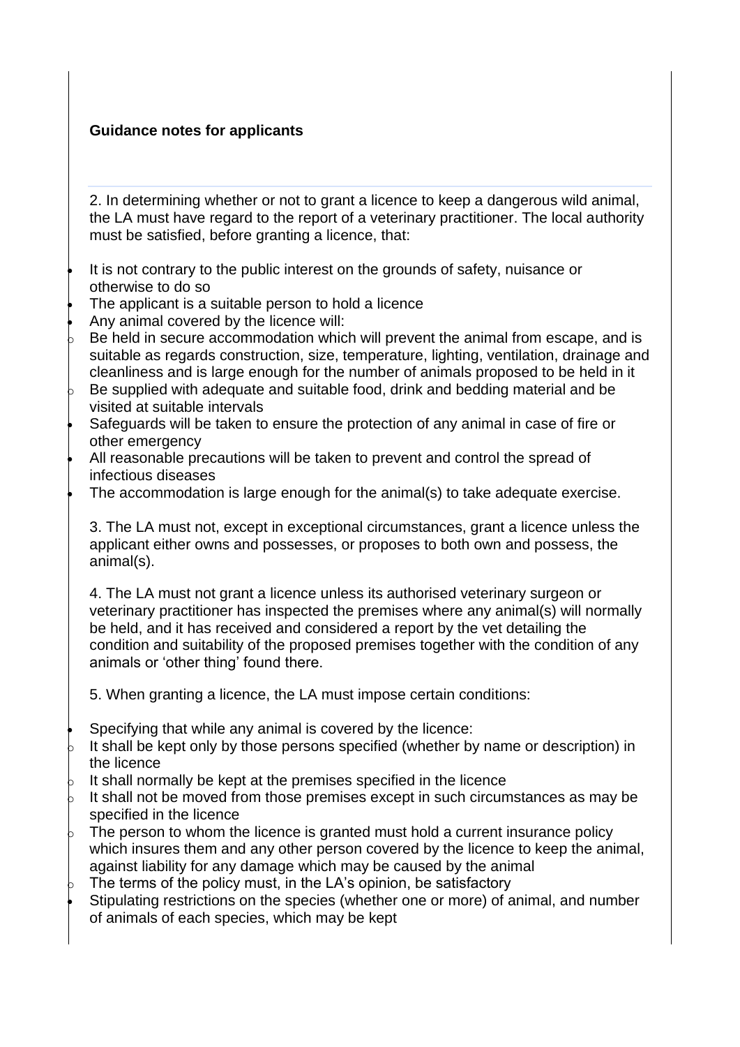**Guidance notes for applicants**

2. In determining whether or not to grant a licence to keep a dangerous wild animal, the LA must have regard to the report of a veterinary practitioner. The local authority must be satisfied, before granting a licence, that:

- It is not contrary to the public interest on the grounds of safety, nuisance or otherwise to do so
- The applicant is a suitable person to hold a licence
- Any animal covered by the licence will:
  - Be held in secure accommodation which will prevent the animal from escape, and is suitable as regards construction, size, temperature, lighting, ventilation, drainage and cleanliness and is large enough for the number of animals proposed to be held in it
  - Be supplied with adequate and suitable food, drink and bedding material and be visited at suitable intervals
- Safeguards will be taken to ensure the protection of any animal in case of fire or other emergency
- All reasonable precautions will be taken to prevent and control the spread of infectious diseases
- The accommodation is large enough for the animal(s) to take adequate exercise.

3. The LA must not, except in exceptional circumstances, grant a licence unless the applicant either owns and possesses, or proposes to both own and possess, the animal(s).

4. The LA must not grant a licence unless its authorised veterinary surgeon or veterinary practitioner has inspected the premises where any animal(s) will normally be held, and it has received and considered a report by the vet detailing the condition and suitability of the proposed premises together with the condition of any animals or 'other thing' found there.

5. When granting a licence, the LA must impose certain conditions:

- Specifying that while any animal is covered by the licence:
  - It shall be kept only by those persons specified (whether by name or description) in the licence
  - It shall normally be kept at the premises specified in the licence
  - It shall not be moved from those premises except in such circumstances as may be specified in the licence
  - The person to whom the licence is granted must hold a current insurance policy which insures them and any other person covered by the licence to keep the animal, against liability for any damage which may be caused by the animal
  - The terms of the policy must, in the LA's opinion, be satisfactory
- Stipulating restrictions on the species (whether one or more) of animal, and number of animals of each species, which may be kept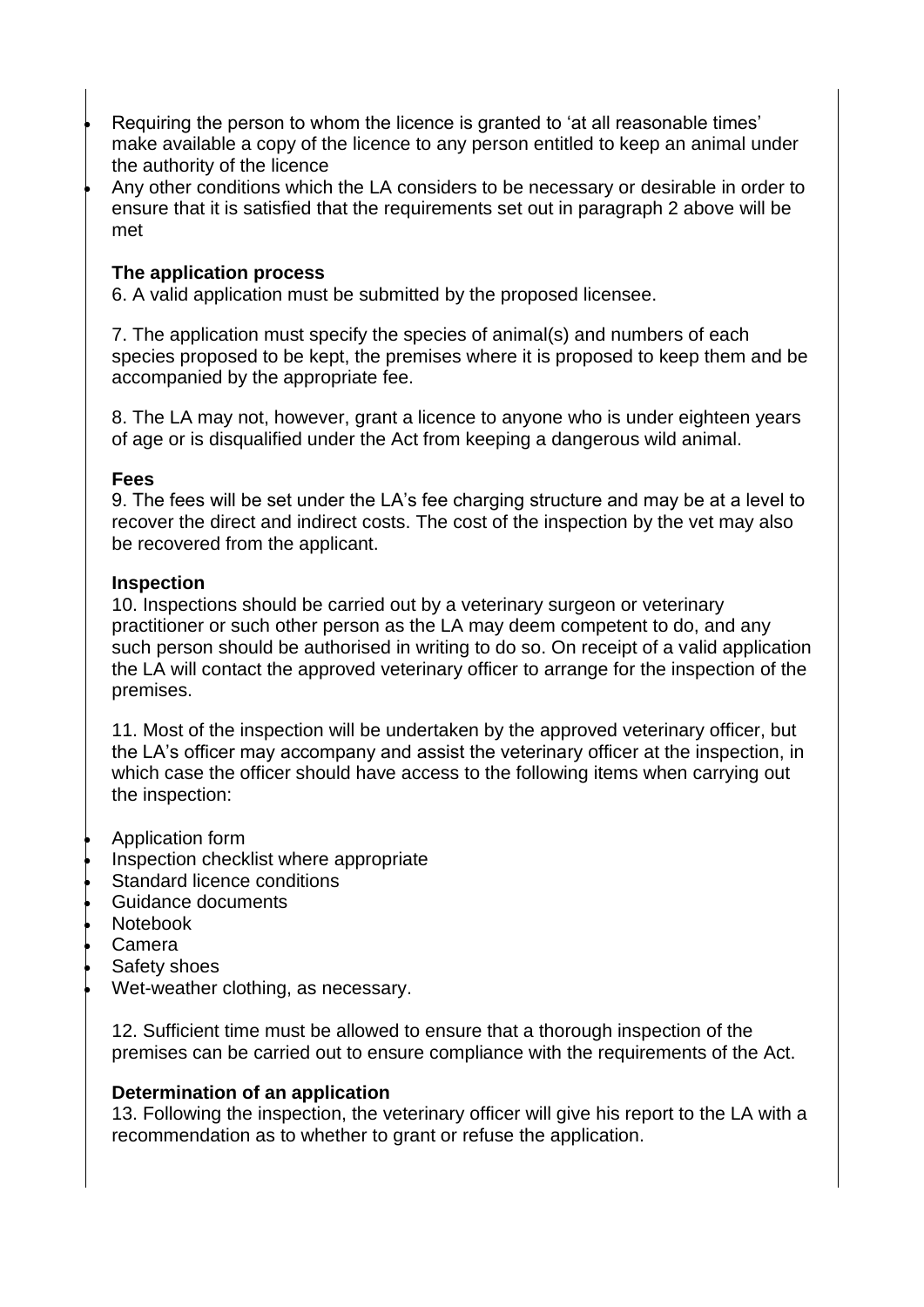- Requiring the person to whom the licence is granted to 'at all reasonable times' make available a copy of the licence to any person entitled to keep an animal under the authority of the licence
- Any other conditions which the LA considers to be necessary or desirable in order to ensure that it is satisfied that the requirements set out in paragraph 2 above will be met

**The application process**

6. A valid application must be submitted by the proposed licensee.

7. The application must specify the species of animal(s) and numbers of each species proposed to be kept, the premises where it is proposed to keep them and be accompanied by the appropriate fee.

8. The LA may not, however, grant a licence to anyone who is under eighteen years of age or is disqualified under the Act from keeping a dangerous wild animal.

**Fees**

9. The fees will be set under the LA's fee charging structure and may be at a level to recover the direct and indirect costs. The cost of the inspection by the vet may also be recovered from the applicant.

**Inspection**

10. Inspections should be carried out by a veterinary surgeon or veterinary practitioner or such other person as the LA may deem competent to do, and any such person should be authorised in writing to do so. On receipt of a valid application the LA will contact the approved veterinary officer to arrange for the inspection of the premises.

11. Most of the inspection will be undertaken by the approved veterinary officer, but the LA's officer may accompany and assist the veterinary officer at the inspection, in which case the officer should have access to the following items when carrying out the inspection:

- Application form
- Inspection checklist where appropriate
- Standard licence conditions
- Guidance documents
- Notebook
- Camera
- Safety shoes
- Wet-weather clothing, as necessary.

12. Sufficient time must be allowed to ensure that a thorough inspection of the premises can be carried out to ensure compliance with the requirements of the Act.

**Determination of an application**

13. Following the inspection, the veterinary officer will give his report to the LA with a recommendation as to whether to grant or refuse the application.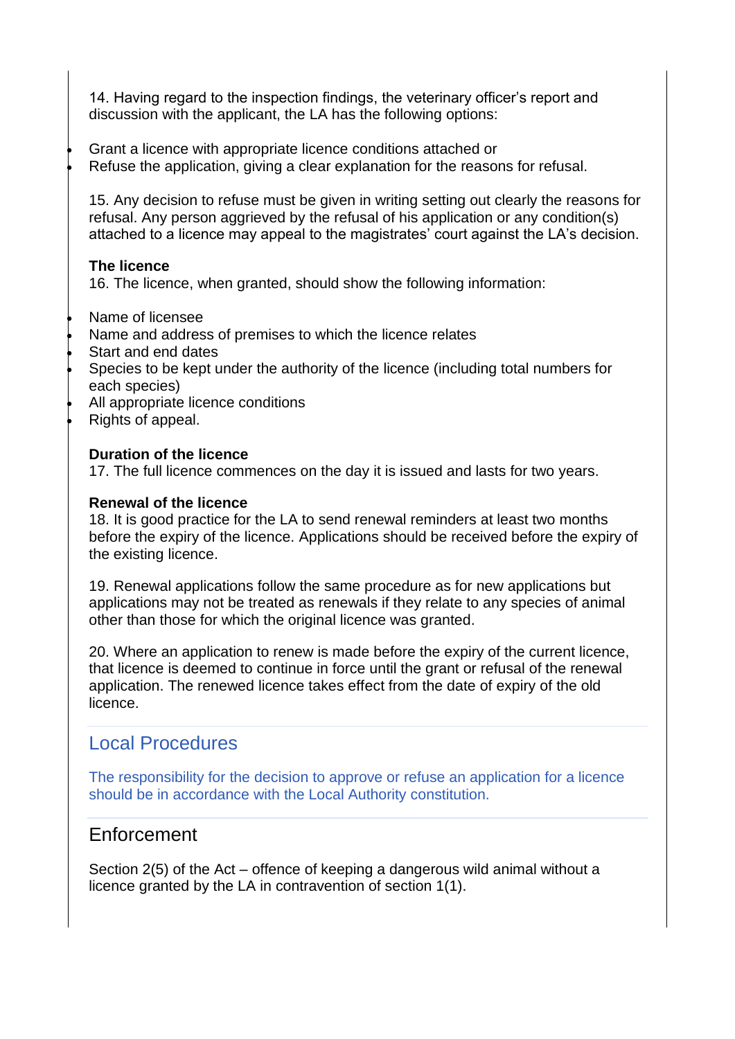14. Having regard to the inspection findings, the veterinary officer's report and discussion with the applicant, the LA has the following options:

- Grant a licence with appropriate licence conditions attached or
- Refuse the application, giving a clear explanation for the reasons for refusal.

15. Any decision to refuse must be given in writing setting out clearly the reasons for refusal. Any person aggrieved by the refusal of his application or any condition(s) attached to a licence may appeal to the magistrates' court against the LA's decision.

**The licence**

16. The licence, when granted, should show the following information:

- Name of licensee
- Name and address of premises to which the licence relates
- Start and end dates
- Species to be kept under the authority of the licence (including total numbers for each species)
- All appropriate licence conditions
- Rights of appeal.

**Duration of the licence**

17. The full licence commences on the day it is issued and lasts for two years.

**Renewal of the licence**

18. It is good practice for the LA to send renewal reminders at least two months before the expiry of the licence. Applications should be received before the expiry of the existing licence.

19. Renewal applications follow the same procedure as for new applications but applications may not be treated as renewals if they relate to any species of animal other than those for which the original licence was granted.

20. Where an application to renew is made before the expiry of the current licence, that licence is deemed to continue in force until the grant or refusal of the renewal application. The renewed licence takes effect from the date of expiry of the old licence.

## Local Procedures

The responsibility for the decision to approve or refuse an application for a licence should be in accordance with the Local Authority constitution.

## Enforcement

Section 2(5) of the Act – offence of keeping a dangerous wild animal without a licence granted by the LA in contravention of section 1(1).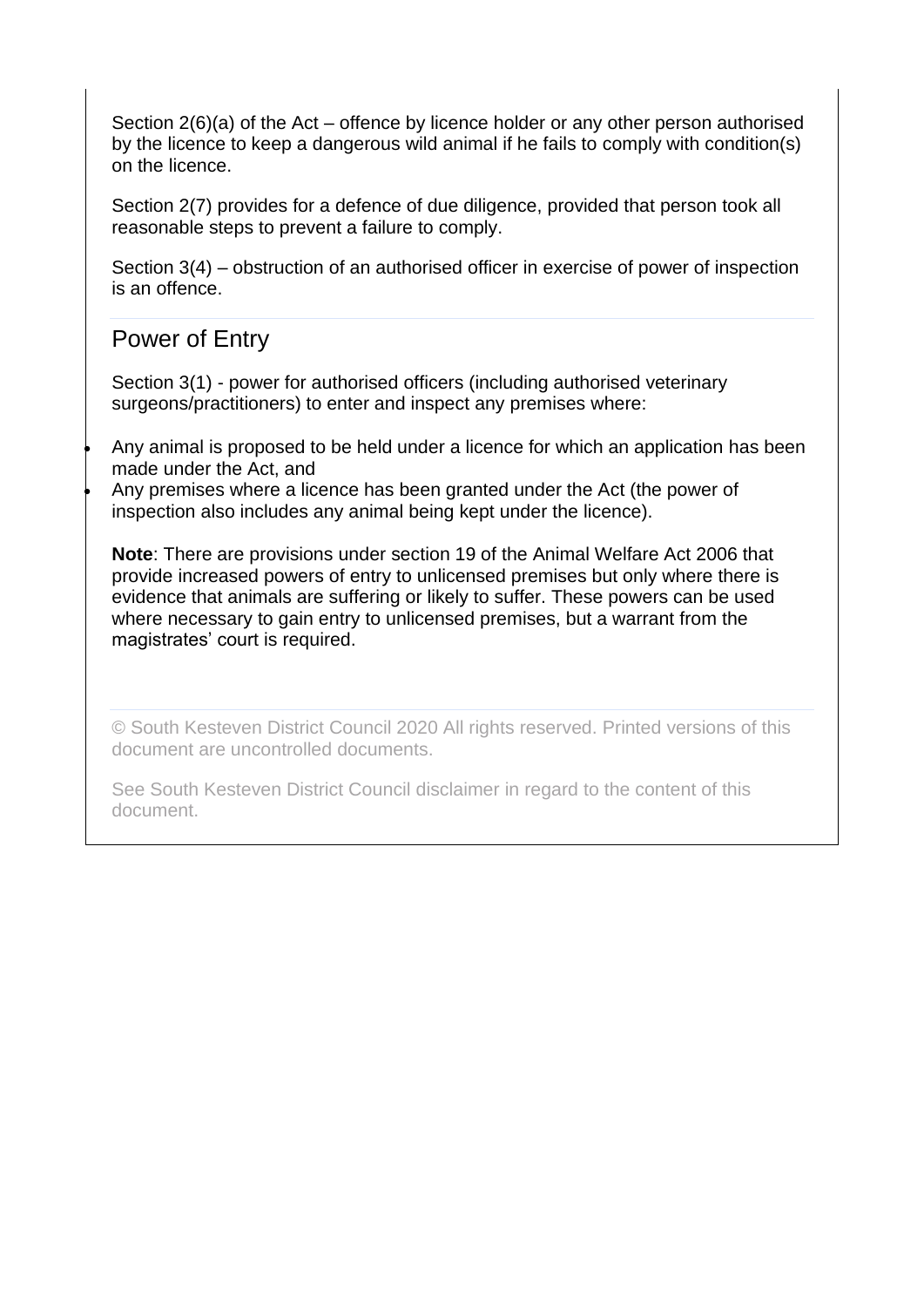Section 2(6)(a) of the Act – offence by licence holder or any other person authorised by the licence to keep a dangerous wild animal if he fails to comply with condition(s) on the licence.

Section 2(7) provides for a defence of due diligence, provided that person took all reasonable steps to prevent a failure to comply.

Section 3(4) – obstruction of an authorised officer in exercise of power of inspection is an offence.

## Power of Entry

Section 3(1) - power for authorised officers (including authorised veterinary surgeons/practitioners) to enter and inspect any premises where:

- Any animal is proposed to be held under a licence for which an application has been made under the Act, and
- Any premises where a licence has been granted under the Act (the power of inspection also includes any animal being kept under the licence).

**Note**: There are provisions under section 19 of the Animal Welfare Act 2006 that provide increased powers of entry to unlicensed premises but only where there is evidence that animals are suffering or likely to suffer. These powers can be used where necessary to gain entry to unlicensed premises, but a warrant from the magistrates' court is required.

© South Kesteven District Council 2020 All rights reserved. Printed versions of this document are uncontrolled documents.

See South Kesteven District Council disclaimer in regard to the content of this document.